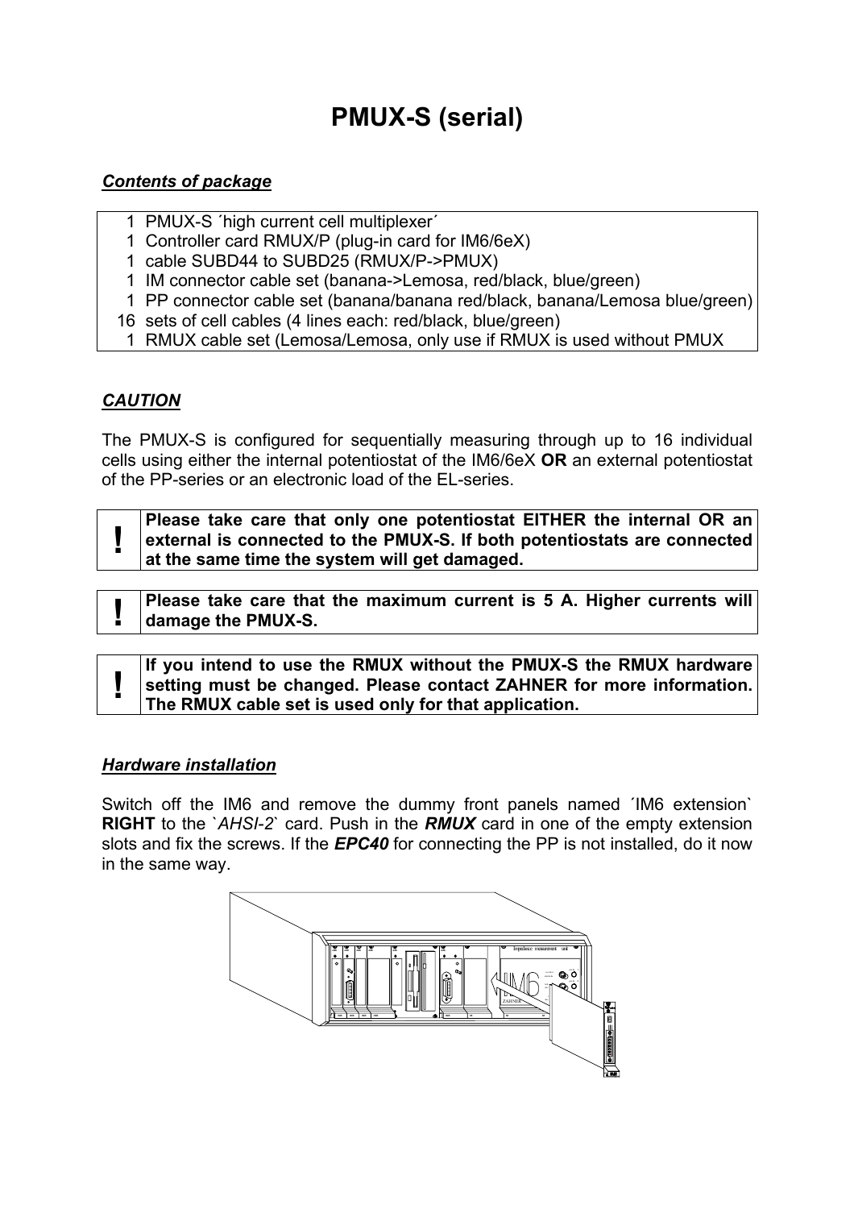# PMUX-S (serial)

***Contents of package***

| | |
|---|---|
| 1 | PMUX-S ´high current cell multiplexer´ |
| 1 | Controller card RMUX/P (plug-in card for IM6/6eX) |
| 1 | cable SUBD44 to SUBD25 (RMUX/P->PMUX) |
| 1 | IM connector cable set (banana->Lemosa, red/black, blue/green) |
| 1 | PP connector cable set (banana/banana red/black, banana/Lemosa blue/green) |
| 16 | sets of cell cables (4 lines each: red/black, blue/green) |
| 1 | RMUX cable set (Lemosa/Lemosa, only use if RMUX is used without PMUX |

***CAUTION***

The PMUX-S is configured for sequentially measuring through up to 16 individual cells using either the internal potentiostat of the IM6/6eX **OR** an external potentiostat of the PP-series or an electronic load of the EL-series.

| | |
|---|---|
| **!** | **Please take care that only one potentiostat EITHER the internal OR an external is connected to the PMUX-S. If both potentiostats are connected at the same time the system will get damaged.** |

| | |
|---|---|
| **!** | **Please take care that the maximum current is 5 A. Higher currents will damage the PMUX-S.** |

| | |
|---|---|
| **!** | **If you intend to use the RMUX without the PMUX-S the RMUX hardware setting must be changed. Please contact ZAHNER for more information. The RMUX cable set is used only for that application.** |

***Hardware installation***

Switch off the IM6 and remove the dummy front panels named ´IM6 extension` **RIGHT** to the `*AHSI-2*` card. Push in the ***RMUX*** card in one of the empty extension slots and fix the screws. If the ***EPC40*** for connecting the PP is not installed, do it now in the same way.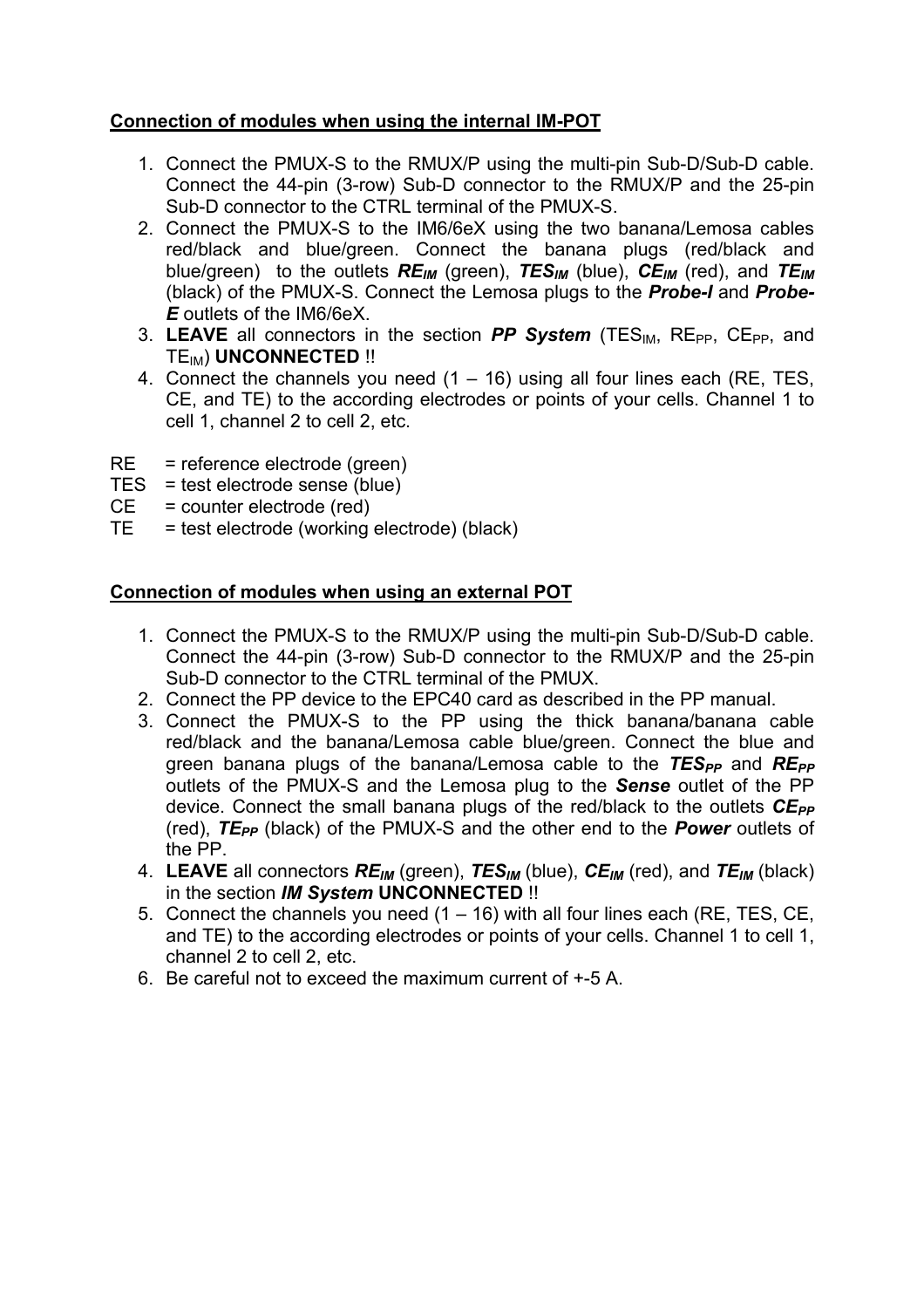**Connection of modules when using the internal IM-POT**

1. Connect the PMUX-S to the RMUX/P using the multi-pin Sub-D/Sub-D cable. Connect the 44-pin (3-row) Sub-D connector to the RMUX/P and the 25-pin Sub-D connector to the CTRL terminal of the PMUX-S.
2. Connect the PMUX-S to the IM6/6eX using the two banana/Lemosa cables red/black and blue/green. Connect the banana plugs (red/black and blue/green) to the outlets ***$RE_{IM}$*** (green), ***$TES_{IM}$*** (blue), ***$CE_{IM}$*** (red), and ***$TE_{IM}$*** (black) of the PMUX-S. Connect the Lemosa plugs to the ***Probe-I*** and ***Probe-E*** outlets of the IM6/6eX.
3. **LEAVE** all connectors in the section ***PP System*** ($TES_{IM}$, $RE_{PP}$, $CE_{PP}$, and $TE_{IM}$) **UNCONNECTED** !!
4. Connect the channels you need (1 – 16) using all four lines each (RE, TES, CE, and TE) to the according electrodes or points of your cells. Channel 1 to cell 1, channel 2 to cell 2, etc.

RE = reference electrode (green)
TES = test electrode sense (blue)
CE = counter electrode (red)
TE = test electrode (working electrode) (black)

**Connection of modules when using an external POT**

1. Connect the PMUX-S to the RMUX/P using the multi-pin Sub-D/Sub-D cable. Connect the 44-pin (3-row) Sub-D connector to the RMUX/P and the 25-pin Sub-D connector to the CTRL terminal of the PMUX.
2. Connect the PP device to the EPC40 card as described in the PP manual.
3. Connect the PMUX-S to the PP using the thick banana/banana cable red/black and the banana/Lemosa cable blue/green. Connect the blue and green banana plugs of the banana/Lemosa cable to the ***$TES_{PP}$*** and ***$RE_{PP}$*** outlets of the PMUX-S and the Lemosa plug to the ***Sense*** outlet of the PP device. Connect the small banana plugs of the red/black to the outlets ***$CE_{PP}$*** (red), ***$TE_{PP}$*** (black) of the PMUX-S and the other end to the ***Power*** outlets of the PP.
4. **LEAVE** all connectors ***$RE_{IM}$*** (green), ***$TES_{IM}$*** (blue), ***$CE_{IM}$*** (red), and ***$TE_{IM}$*** (black) in the section ***IM System*** **UNCONNECTED** !!
5. Connect the channels you need (1 – 16) with all four lines each (RE, TES, CE, and TE) to the according electrodes or points of your cells. Channel 1 to cell 1, channel 2 to cell 2, etc.
6. Be careful not to exceed the maximum current of +-5 A.